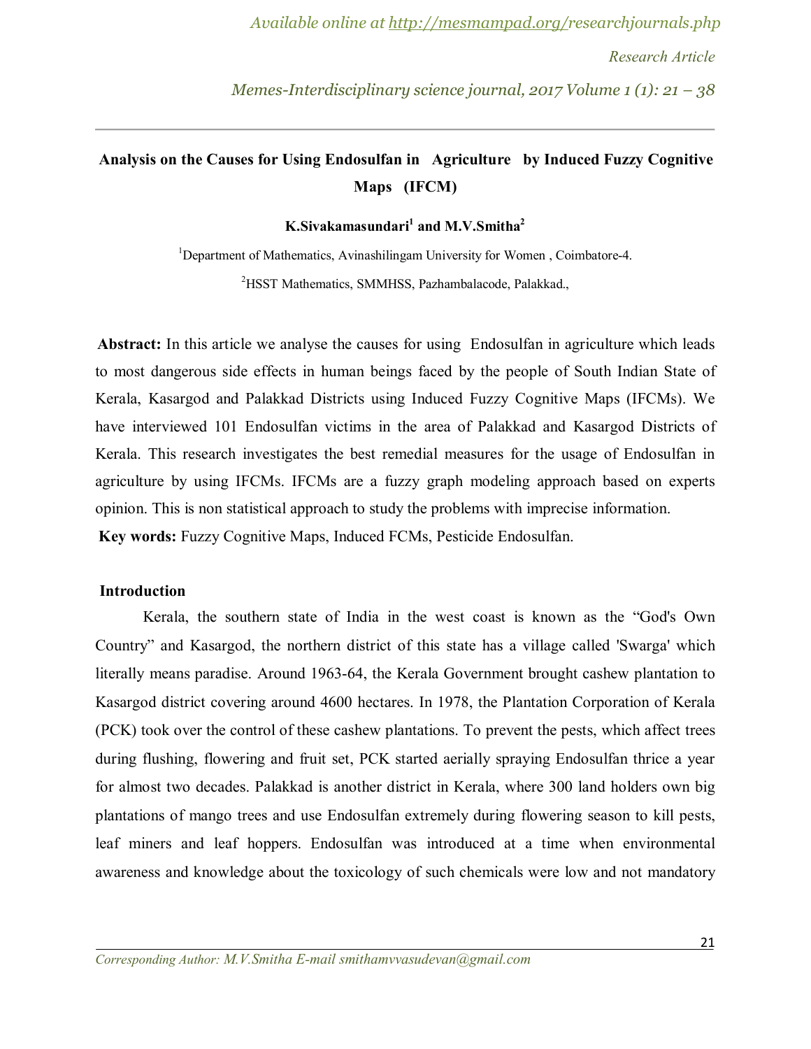# Analysis on the Causes for Using Endosulfan in Agriculture by Induced Fuzzy Cognitive Maps (IFCM)

**K.Sivakamasundari[1] and M.V.Smitha[2]**

[1]Department of Mathematics, Avinashilingam University for Women , Coimbatore-4.

[2]HSST Mathematics, SMMHSS, Pazhambalacode, Palakkad.,

**Abstract:** In this article we analyse the causes for using Endosulfan in agriculture which leads to most dangerous side effects in human beings faced by the people of South Indian State of Kerala, Kasargod and Palakkad Districts using Induced Fuzzy Cognitive Maps (IFCMs). We have interviewed 101 Endosulfan victims in the area of Palakkad and Kasargod Districts of Kerala. This research investigates the best remedial measures for the usage of Endosulfan in agriculture by using IFCMs. IFCMs are a fuzzy graph modeling approach based on experts opinion. This is non statistical approach to study the problems with imprecise information.

**Key words:** Fuzzy Cognitive Maps, Induced FCMs, Pesticide Endosulfan.

## Introduction

Kerala, the southern state of India in the west coast is known as the "God's Own Country" and Kasargod, the northern district of this state has a village called 'Swarga' which literally means paradise. Around 1963-64, the Kerala Government brought cashew plantation to Kasargod district covering around 4600 hectares. In 1978, the Plantation Corporation of Kerala (PCK) took over the control of these cashew plantations. To prevent the pests, which affect trees during flushing, flowering and fruit set, PCK started aerially spraying Endosulfan thrice a year for almost two decades. Palakkad is another district in Kerala, where 300 land holders own big plantations of mango trees and use Endosulfan extremely during flowering season to kill pests, leaf miners and leaf hoppers. Endosulfan was introduced at a time when environmental awareness and knowledge about the toxicology of such chemicals were low and not mandatory

*Corresponding Author: M.V.Smitha E-mail smithamvvasudevan@gmail.com*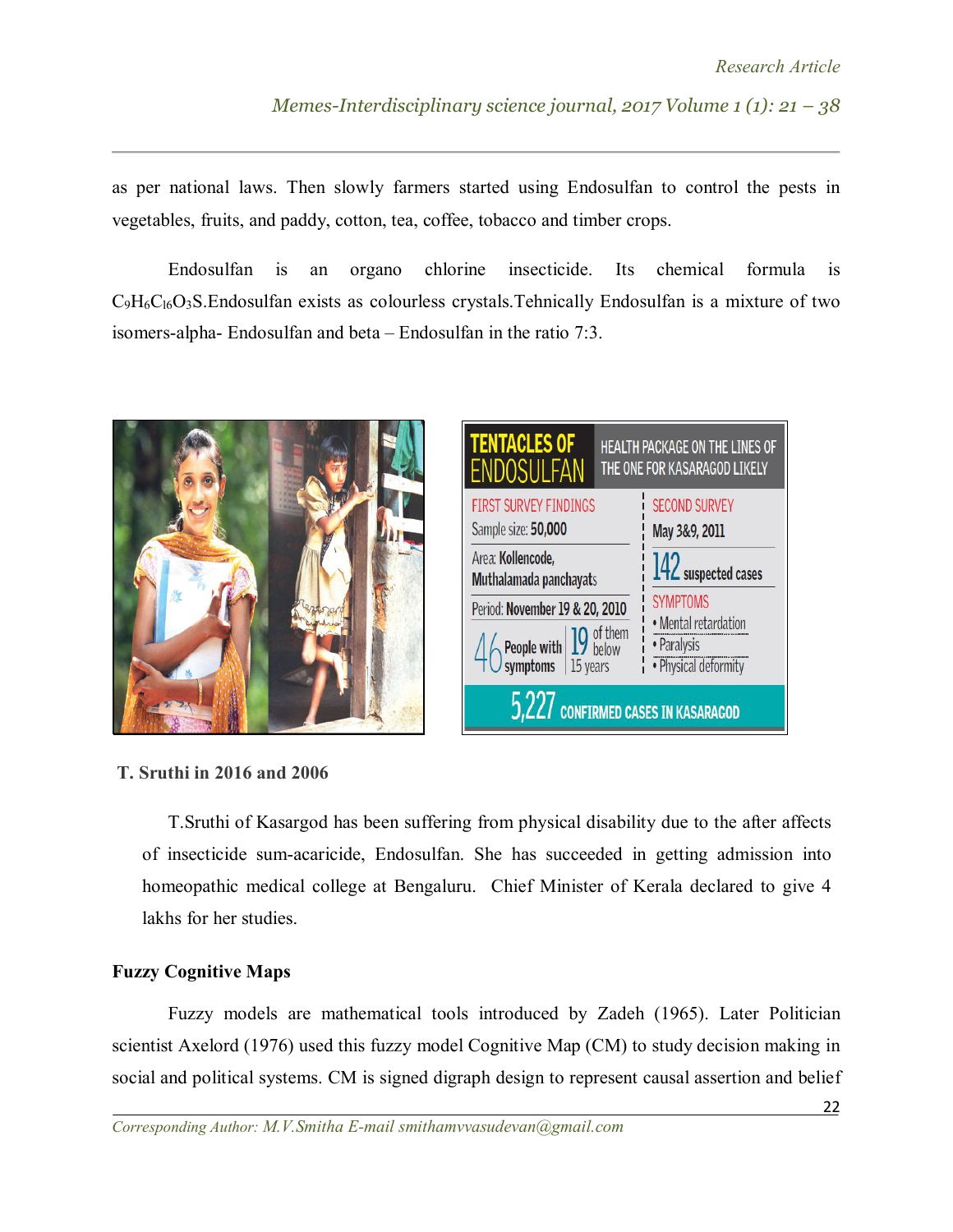as per national laws. Then slowly farmers started using Endosulfan to control the pests in vegetables, fruits, and paddy, cotton, tea, coffee, tobacco and timber crops.

Endosulfan is an organo chlorine insecticide. Its chemical formula is $C_9H_6C_{16}O_3S$.Endosulfan exists as colourless crystals.Tehnically Endosulfan is a mixture of two isomers-alpha- Endosulfan and beta – Endosulfan in the ratio 7:3.

**T. Sruthi in 2016 and 2006**

T.Sruthi of Kasargod has been suffering from physical disability due to the after affects of insecticide sum-acaricide, Endosulfan. She has succeeded in getting admission into homeopathic medical college at Bengaluru. Chief Minister of Kerala declared to give 4 lakhs for her studies.

**Fuzzy Cognitive Maps**

Fuzzy models are mathematical tools introduced by Zadeh (1965). Later Politician scientist Axelord (1976) used this fuzzy model Cognitive Map (CM) to study decision making in social and political systems. CM is signed digraph design to represent causal assertion and belief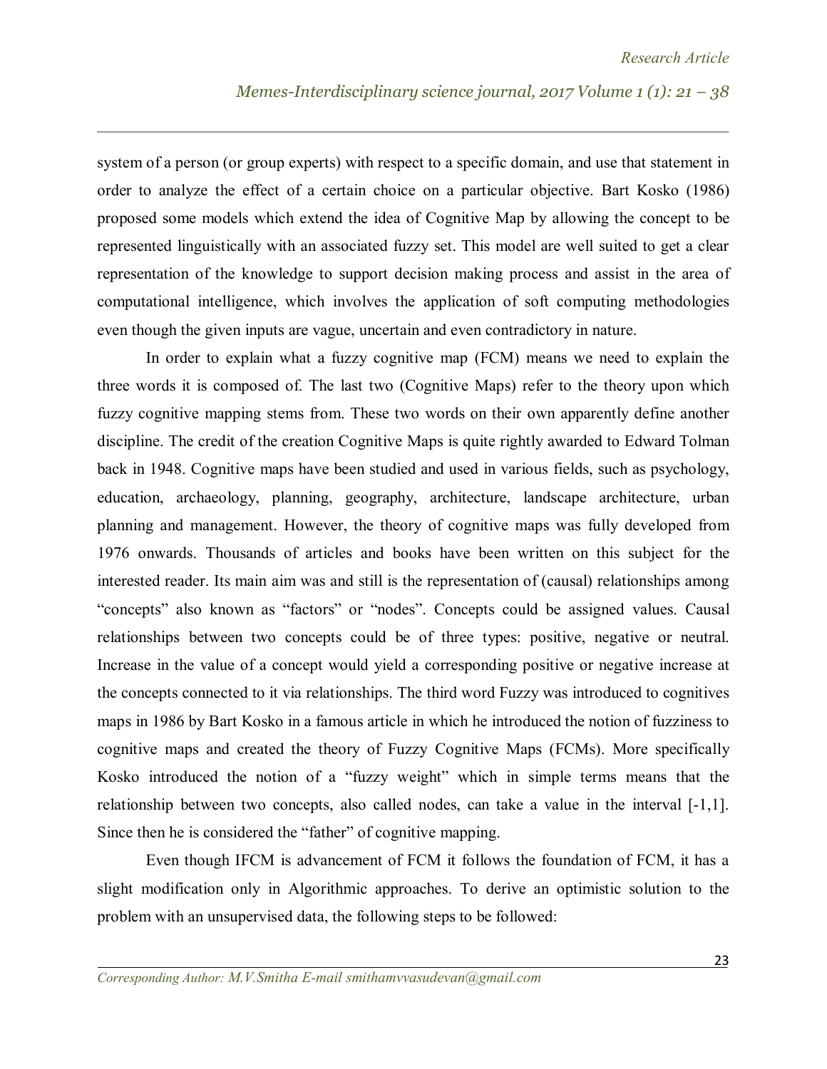system of a person (or group experts) with respect to a specific domain, and use that statement in order to analyze the effect of a certain choice on a particular objective. Bart Kosko (1986) proposed some models which extend the idea of Cognitive Map by allowing the concept to be represented linguistically with an associated fuzzy set. This model are well suited to get a clear representation of the knowledge to support decision making process and assist in the area of computational intelligence, which involves the application of soft computing methodologies even though the given inputs are vague, uncertain and even contradictory in nature.

In order to explain what a fuzzy cognitive map (FCM) means we need to explain the three words it is composed of. The last two (Cognitive Maps) refer to the theory upon which fuzzy cognitive mapping stems from. These two words on their own apparently define another discipline. The credit of the creation Cognitive Maps is quite rightly awarded to Edward Tolman back in 1948. Cognitive maps have been studied and used in various fields, such as psychology, education, archaeology, planning, geography, architecture, landscape architecture, urban planning and management. However, the theory of cognitive maps was fully developed from 1976 onwards. Thousands of articles and books have been written on this subject for the interested reader. Its main aim was and still is the representation of (causal) relationships among "concepts" also known as "factors" or "nodes". Concepts could be assigned values. Causal relationships between two concepts could be of three types: positive, negative or neutral. Increase in the value of a concept would yield a corresponding positive or negative increase at the concepts connected to it via relationships. The third word Fuzzy was introduced to cognitives maps in 1986 by Bart Kosko in a famous article in which he introduced the notion of fuzziness to cognitive maps and created the theory of Fuzzy Cognitive Maps (FCMs). More specifically Kosko introduced the notion of a "fuzzy weight" which in simple terms means that the relationship between two concepts, also called nodes, can take a value in the interval [-1,1]. Since then he is considered the "father" of cognitive mapping.

Even though IFCM is advancement of FCM it follows the foundation of FCM, it has a slight modification only in Algorithmic approaches. To derive an optimistic solution to the problem with an unsupervised data, the following steps to be followed: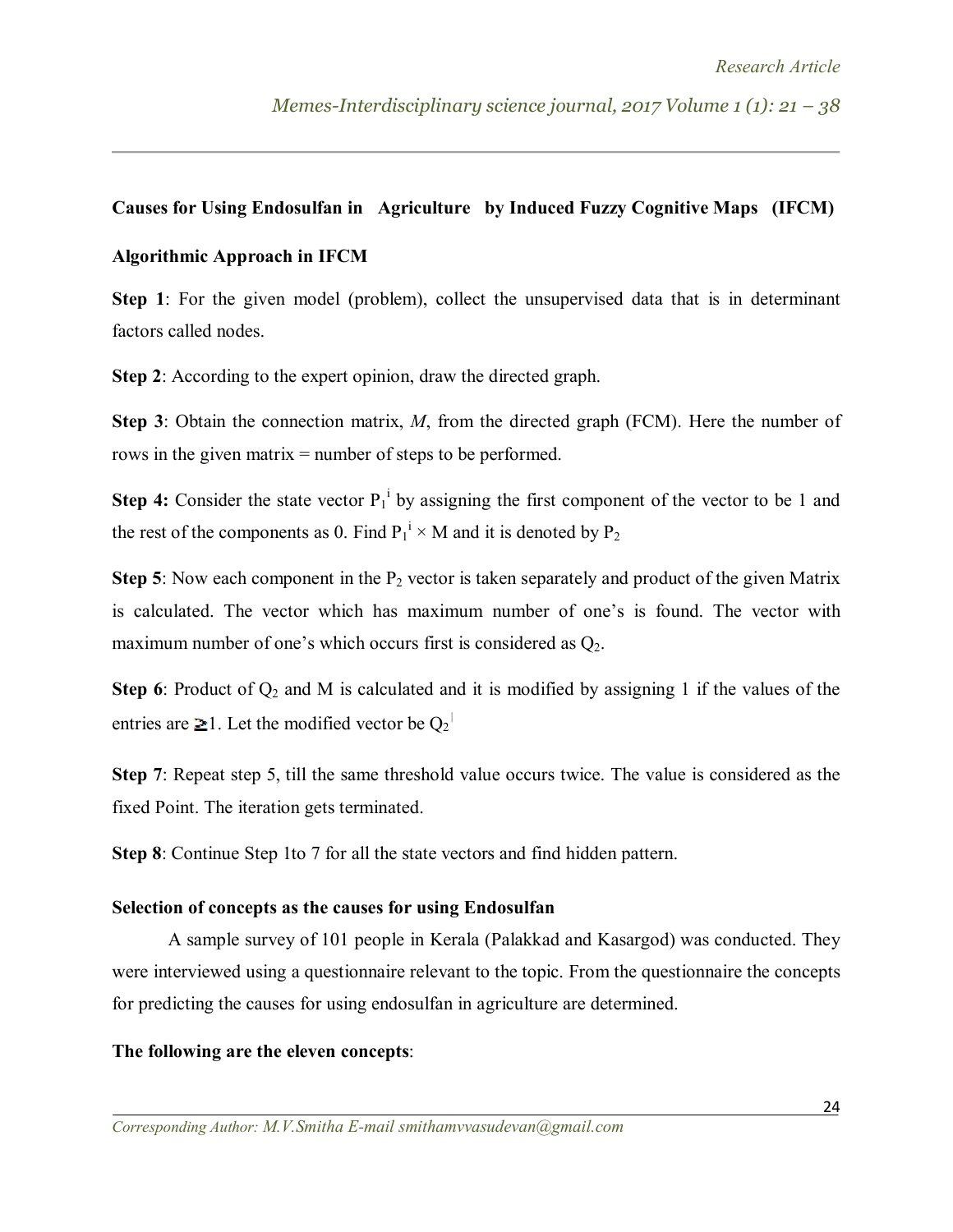**Causes for Using Endosulfan in Agriculture by Induced Fuzzy Cognitive Maps (IFCM)**

**Algorithmic Approach in IFCM**

**Step 1**: For the given model (problem), collect the unsupervised data that is in determinant factors called nodes.

**Step 2**: According to the expert opinion, draw the directed graph.

**Step 3**: Obtain the connection matrix, *M*, from the directed graph (FCM). Here the number of rows in the given matrix = number of steps to be performed.

**Step 4:** Consider the state vector $P_1^i$ by assigning the first component of the vector to be 1 and the rest of the components as 0. Find $P_1^i \times M$ and it is denoted by $P_2$

**Step 5**: Now each component in the $P_2$ vector is taken separately and product of the given Matrix is calculated. The vector which has maximum number of one's is found. The vector with maximum number of one's which occurs first is considered as $Q_2$.

**Step 6**: Product of $Q_2$ and M is calculated and it is modified by assigning 1 if the values of the entries are $\geq 1$. Let the modified vector be $Q_2^{|}$

**Step 7**: Repeat step 5, till the same threshold value occurs twice. The value is considered as the fixed Point. The iteration gets terminated.

**Step 8**: Continue Step 1to 7 for all the state vectors and find hidden pattern.

**Selection of concepts as the causes for using Endosulfan**

A sample survey of 101 people in Kerala (Palakkad and Kasargod) was conducted. They were interviewed using a questionnaire relevant to the topic. From the questionnaire the concepts for predicting the causes for using endosulfan in agriculture are determined.

**The following are the eleven concepts**: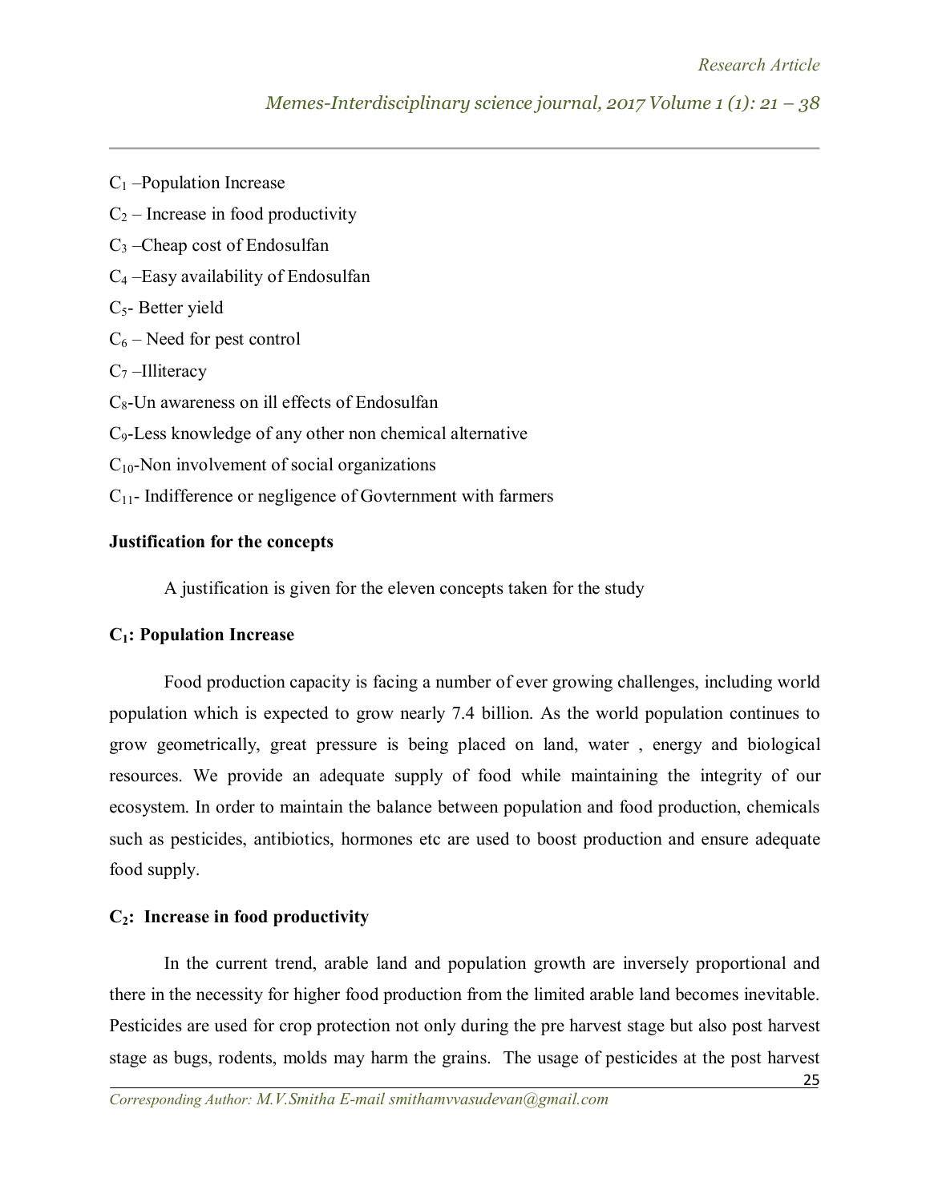$C_1$ –Population Increase

$C_2$ – Increase in food productivity

$C_3$ –Cheap cost of Endosulfan

$C_4$ –Easy availability of Endosulfan

$C_5$- Better yield

$C_6$ – Need for pest control

$C_7$ –Illiteracy

$C_8$-Un awareness on ill effects of Endosulfan

$C_9$-Less knowledge of any other non chemical alternative

$C_{10}$-Non involvement of social organizations

$C_{11}$- Indifference or negligence of Govternment with farmers

**Justification for the concepts**

A justification is given for the eleven concepts taken for the study

**$C_1$: Population Increase**

Food production capacity is facing a number of ever growing challenges, including world population which is expected to grow nearly 7.4 billion. As the world population continues to grow geometrically, great pressure is being placed on land, water , energy and biological resources. We provide an adequate supply of food while maintaining the integrity of our ecosystem. In order to maintain the balance between population and food production, chemicals such as pesticides, antibiotics, hormones etc are used to boost production and ensure adequate food supply.

**$C_2$: Increase in food productivity**

In the current trend, arable land and population growth are inversely proportional and there in the necessity for higher food production from the limited arable land becomes inevitable. Pesticides are used for crop protection not only during the pre harvest stage but also post harvest stage as bugs, rodents, molds may harm the grains. The usage of pesticides at the post harvest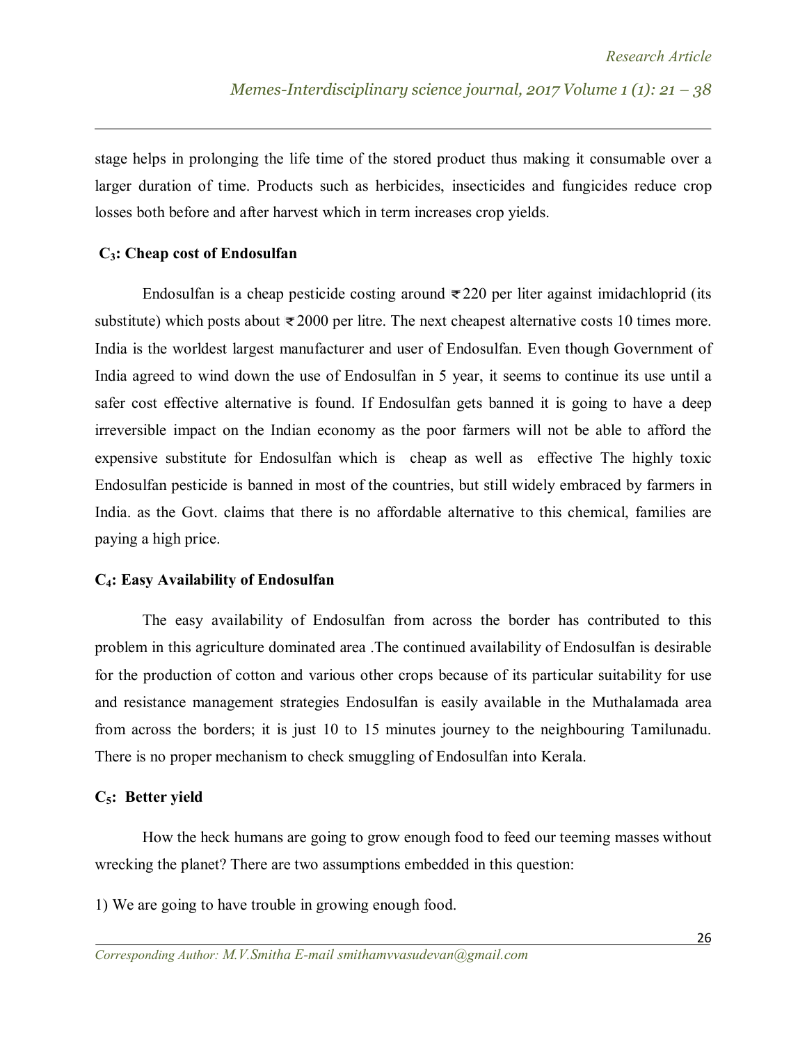stage helps in prolonging the life time of the stored product thus making it consumable over a larger duration of time. Products such as herbicides, insecticides and fungicides reduce crop losses both before and after harvest which in term increases crop yields.

### $C_3$: Cheap cost of Endosulfan

Endosulfan is a cheap pesticide costing around ₹220 per liter against imidachloprid (its substitute) which posts about ₹2000 per litre. The next cheapest alternative costs 10 times more. India is the worldest largest manufacturer and user of Endosulfan. Even though Government of India agreed to wind down the use of Endosulfan in 5 year, it seems to continue its use until a safer cost effective alternative is found. If Endosulfan gets banned it is going to have a deep irreversible impact on the Indian economy as the poor farmers will not be able to afford the expensive substitute for Endosulfan which is cheap as well as effective The highly toxic Endosulfan pesticide is banned in most of the countries, but still widely embraced by farmers in India. as the Govt. claims that there is no affordable alternative to this chemical, families are paying a high price.

### $C_4$: Easy Availability of Endosulfan

The easy availability of Endosulfan from across the border has contributed to this problem in this agriculture dominated area .The continued availability of Endosulfan is desirable for the production of cotton and various other crops because of its particular suitability for use and resistance management strategies Endosulfan is easily available in the Muthalamada area from across the borders; it is just 10 to 15 minutes journey to the neighbouring Tamilunadu. There is no proper mechanism to check smuggling of Endosulfan into Kerala.

### $C_5$: Better yield

How the heck humans are going to grow enough food to feed our teeming masses without wrecking the planet? There are two assumptions embedded in this question:

1) We are going to have trouble in growing enough food.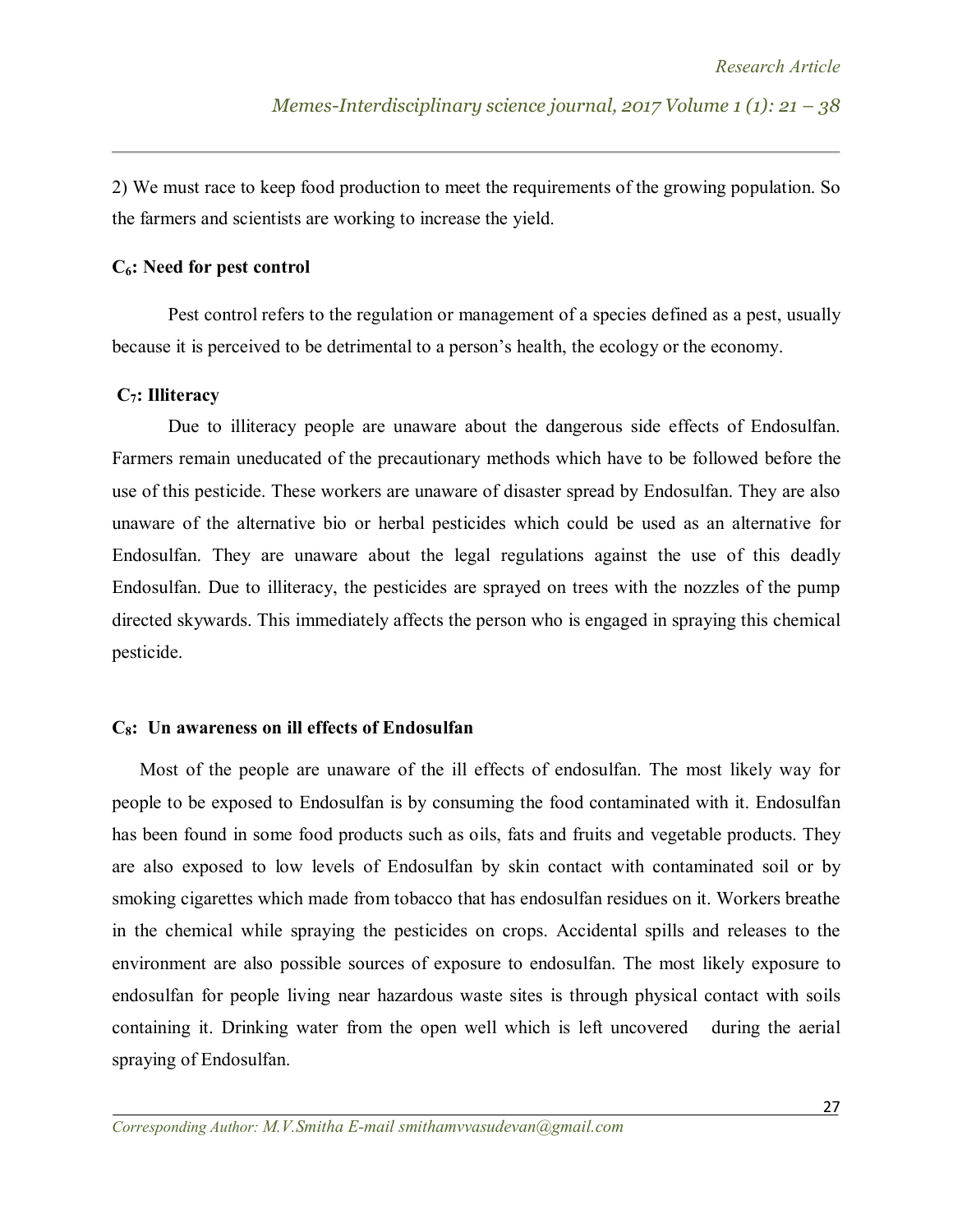2) We must race to keep food production to meet the requirements of the growing population. So the farmers and scientists are working to increase the yield.

**$C_6$: Need for pest control**

Pest control refers to the regulation or management of a species defined as a pest, usually because it is perceived to be detrimental to a person's health, the ecology or the economy.

**$C_7$: Illiteracy**

Due to illiteracy people are unaware about the dangerous side effects of Endosulfan. Farmers remain uneducated of the precautionary methods which have to be followed before the use of this pesticide. These workers are unaware of disaster spread by Endosulfan. They are also unaware of the alternative bio or herbal pesticides which could be used as an alternative for Endosulfan. They are unaware about the legal regulations against the use of this deadly Endosulfan. Due to illiteracy, the pesticides are sprayed on trees with the nozzles of the pump directed skywards. This immediately affects the person who is engaged in spraying this chemical pesticide.

**$C_8$: Un awareness on ill effects of Endosulfan**

Most of the people are unaware of the ill effects of endosulfan. The most likely way for people to be exposed to Endosulfan is by consuming the food contaminated with it. Endosulfan has been found in some food products such as oils, fats and fruits and vegetable products. They are also exposed to low levels of Endosulfan by skin contact with contaminated soil or by smoking cigarettes which made from tobacco that has endosulfan residues on it. Workers breathe in the chemical while spraying the pesticides on crops. Accidental spills and releases to the environment are also possible sources of exposure to endosulfan. The most likely exposure to endosulfan for people living near hazardous waste sites is through physical contact with soils containing it. Drinking water from the open well which is left uncovered during the aerial spraying of Endosulfan.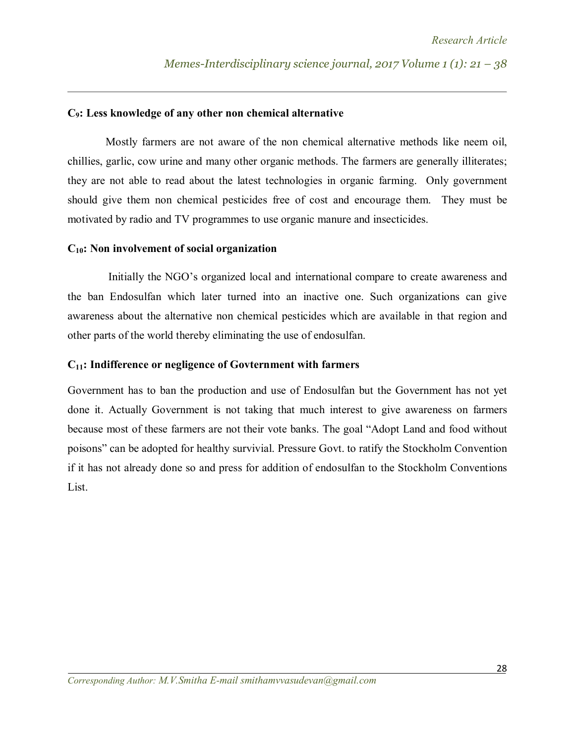**$C_9$: Less knowledge of any other non chemical alternative**

Mostly farmers are not aware of the non chemical alternative methods like neem oil, chillies, garlic, cow urine and many other organic methods. The farmers are generally illiterates; they are not able to read about the latest technologies in organic farming. Only government should give them non chemical pesticides free of cost and encourage them. They must be motivated by radio and TV programmes to use organic manure and insecticides.

**$C_{10}$: Non involvement of social organization**

Initially the NGO's organized local and international compare to create awareness and the ban Endosulfan which later turned into an inactive one. Such organizations can give awareness about the alternative non chemical pesticides which are available in that region and other parts of the world thereby eliminating the use of endosulfan.

**$C_{11}$: Indifference or negligence of Govternment with farmers**

Government has to ban the production and use of Endosulfan but the Government has not yet done it. Actually Government is not taking that much interest to give awareness on farmers because most of these farmers are not their vote banks. The goal "Adopt Land and food without poisons" can be adopted for healthy survivial. Pressure Govt. to ratify the Stockholm Convention if it has not already done so and press for addition of endosulfan to the Stockholm Conventions List.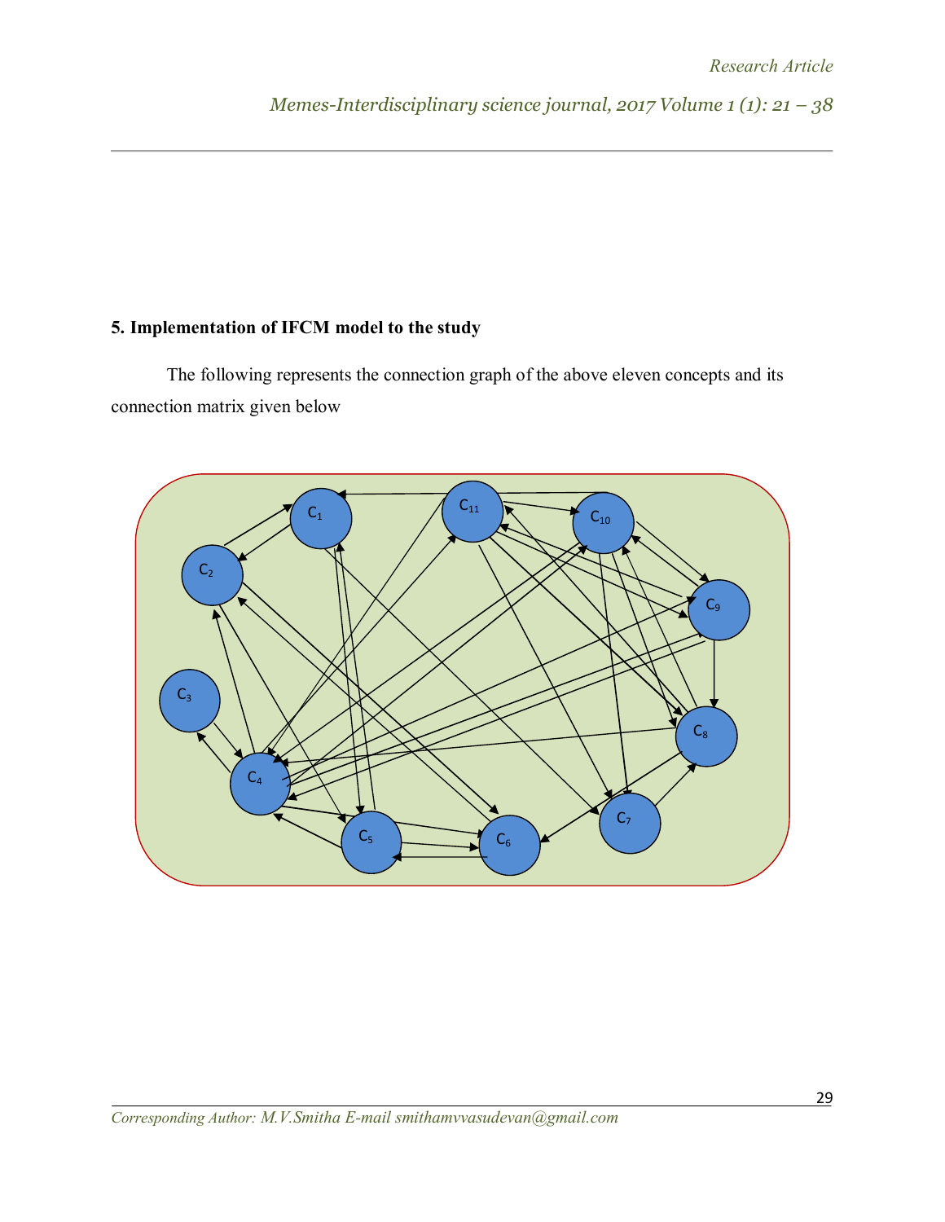## 5. Implementation of IFCM model to the study

The following represents the connection graph of the above eleven concepts and its connection matrix given below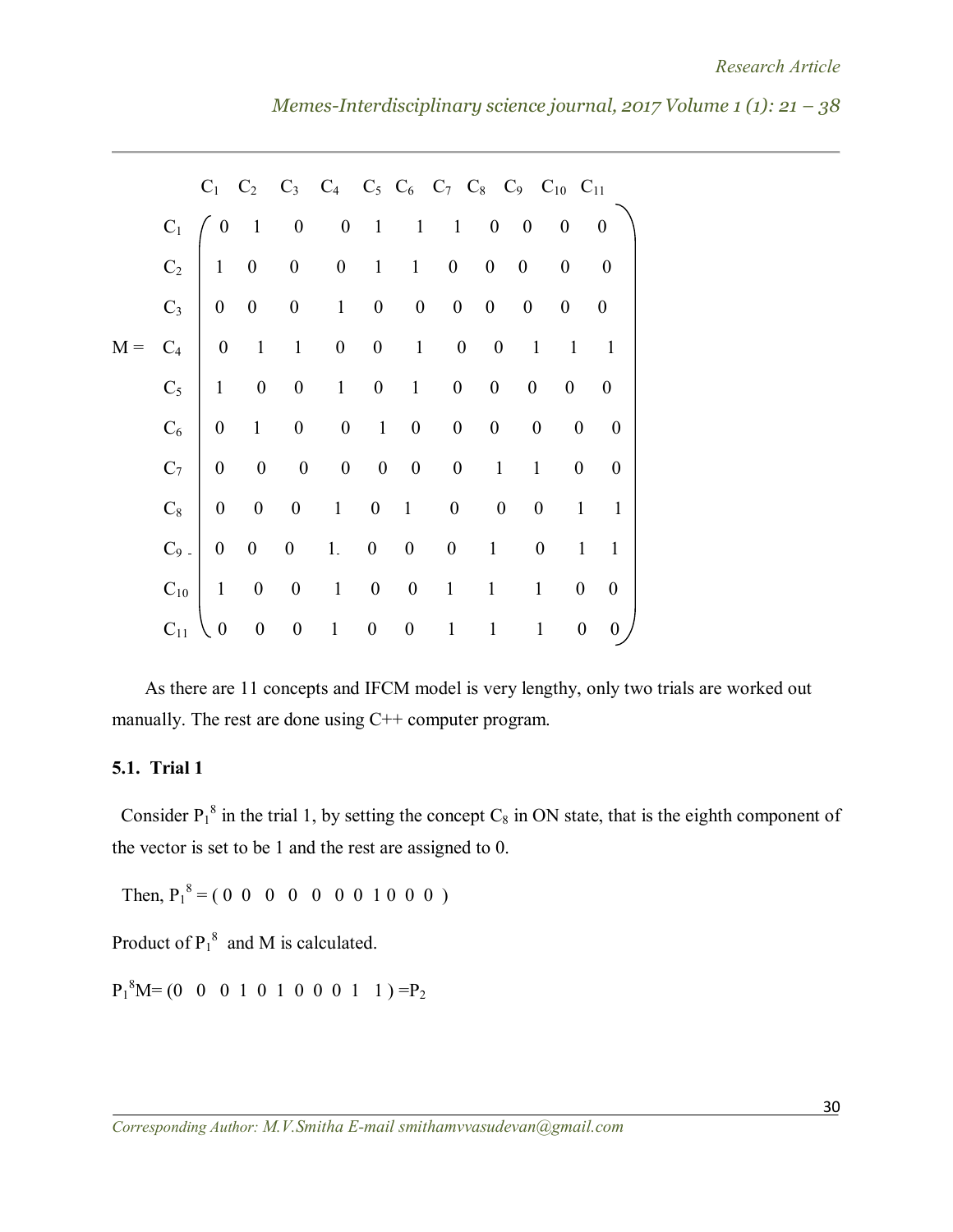$$
M = \begin{array}{c} \\ C_1 \\ C_2 \\ C_3 \\ C_4 \\ C_5 \\ C_6 \\ C_7 \\ C_8 \\ C_9 \\ C_{10} \\ C_{11} \end{array}
\begin{array}{c}
\begin{array}{ccccccccccc} C_1 & C_2 & C_3 & C_4 & C_5 & C_6 & C_7 & C_8 & C_9 & C_{10} & C_{11} \end{array} \\
\begin{pmatrix}
0 & 1 & 0 & 0 & 1 & 1 & 1 & 0 & 0 & 0 & 0 \\
1 & 0 & 0 & 0 & 1 & 1 & 0 & 0 & 0 & 0 & 0 \\
0 & 0 & 0 & 1 & 0 & 0 & 0 & 0 & 0 & 0 & 0 \\
0 & 1 & 1 & 0 & 0 & 1 & 0 & 0 & 1 & 1 & 1 \\
1 & 0 & 0 & 1 & 0 & 1 & 0 & 0 & 0 & 0 & 0 \\
0 & 1 & 0 & 0 & 1 & 0 & 0 & 0 & 0 & 0 & 0 \\
0 & 0 & 0 & 0 & 0 & 0 & 0 & 1 & 1 & 0 & 0 \\
0 & 0 & 0 & 1 & 0 & 1 & 0 & 0 & 0 & 1 & 1 \\
0 & 0 & 0 & 1 & 0 & 0 & 0 & 1 & 0 & 1 & 1 \\
1 & 0 & 0 & 1 & 0 & 0 & 1 & 1 & 1 & 0 & 0 \\
0 & 0 & 0 & 1 & 0 & 0 & 1 & 1 & 1 & 0 & 0
\end{pmatrix}
\end{array}
$$

As there are 11 concepts and IFCM model is very lengthy, only two trials are worked out manually. The rest are done using C++ computer program.

### 5.1. Trial 1

Consider $P_1^8$ in the trial 1, by setting the concept $C_8$ in ON state, that is the eighth component of the vector is set to be 1 and the rest are assigned to 0.

Then, $P_1^8 = (0\ 0\ 0\ 0\ 0\ 0\ 0\ 1\ 0\ 0\ 0)$

Product of $P_1^8$ and M is calculated.

$P_1^8 M = (0\ 0\ 0\ 1\ 0\ 1\ 0\ 0\ 0\ 1\ 1) = P_2$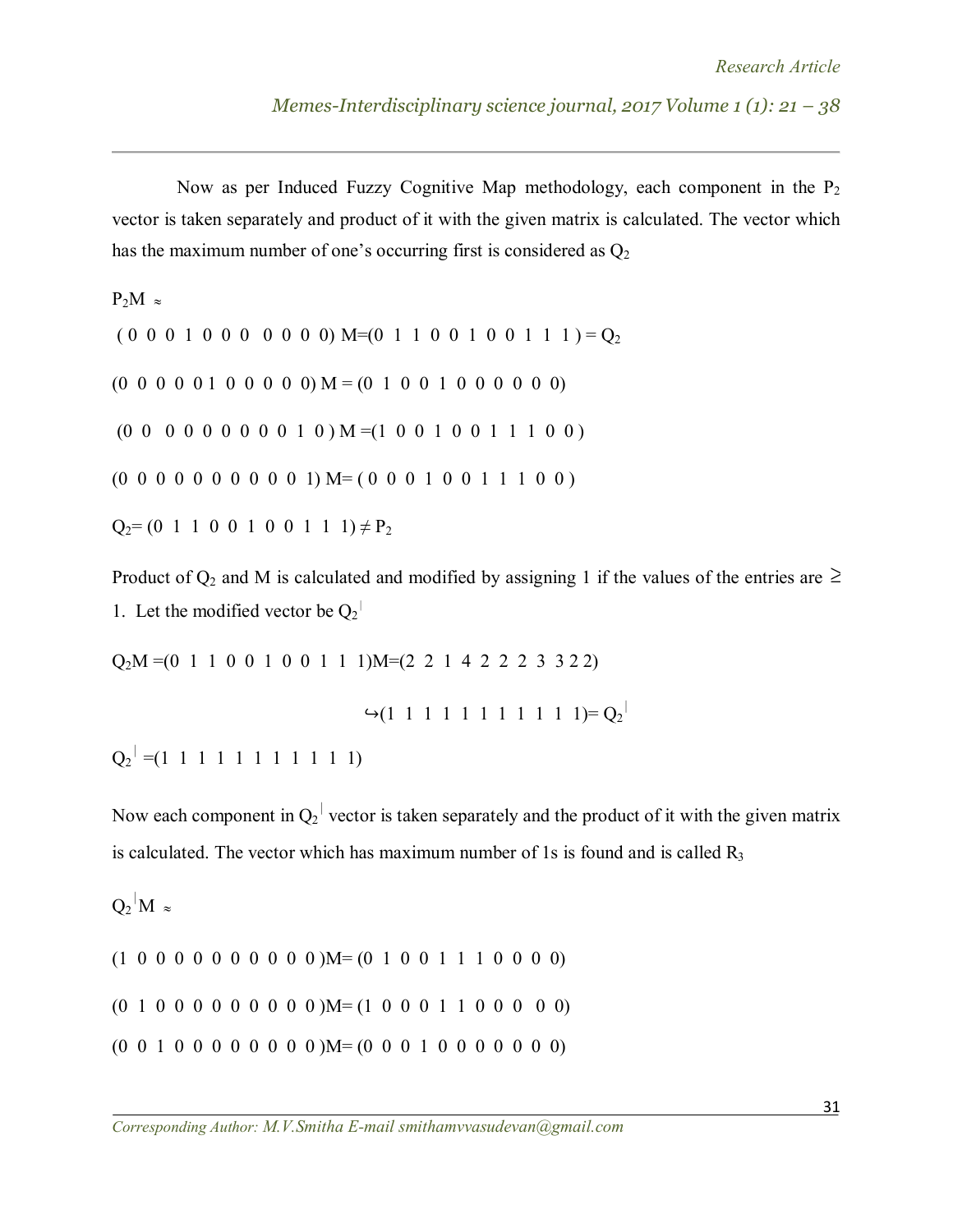Now as per Induced Fuzzy Cognitive Map methodology, each component in the $P_2$ vector is taken separately and product of it with the given matrix is calculated. The vector which has the maximum number of one's occurring first is considered as $Q_2$

$P_2M \approx$

$(0\ 0\ 0\ 1\ 0\ 0\ 0\ \ 0\ 0\ 0\ 0)\ M=(0\ \ 1\ \ 1\ \ 0\ \ 0\ \ 1\ \ 0\ \ 0\ \ 1\ \ 1\ \ 1\ ) = Q_2$

$(0\ \ 0\ \ 0\ \ 0\ 1\ \ 0\ \ 0\ \ 0\ \ 0\ \ 0)\ M = (0\ \ 1\ \ 0\ \ 0\ \ 1\ \ 0\ \ 0\ \ 0\ \ 0\ \ 0\ \ 0)$

$(0\ \ 0\ \ \ 0\ \ 0\ \ 0\ \ 0\ \ 0\ \ 0\ \ 0\ \ 1\ \ 0\ )\ M =(1\ \ 0\ \ 0\ \ 1\ \ 0\ \ 0\ \ 1\ \ 1\ \ 1\ \ 0\ \ 0\ )$

$(0\ \ 0\ \ 0\ \ 0\ \ 0\ \ 0\ \ 0\ \ 0\ \ 0\ \ 0\ \ 1)\ M= (\ 0\ \ 0\ \ 0\ \ 1\ \ 0\ \ 0\ \ 1\ \ 1\ \ 1\ \ 0\ \ 0\ )$

$Q_2= (0\ \ 1\ \ 1\ \ 0\ \ 0\ \ 1\ \ 0\ \ 0\ \ 1\ \ 1\ \ 1) \neq P_2$

Product of $Q_2$ and M is calculated and modified by assigning 1 if the values of the entries are $\geq$ 1. Let the modified vector be $Q_2^{|}$

$Q_2M =(0\ \ 1\ \ 1\ \ 0\ \ 0\ \ 1\ \ 0\ \ 0\ \ 1\ \ 1\ \ 1)M=(2\ \ 2\ \ 1\ \ 4\ \ 2\ \ 2\ \ 2\ \ 3\ \ 3\ 2\ 2)$

$$\hookrightarrow(1\ \ 1\ \ 1\ \ 1\ \ 1\ \ 1\ \ 1\ \ 1\ \ 1\ \ 1\ \ 1)= Q_2^{|}$$

$Q_2^{|} =(1\ \ 1\ \ 1\ \ 1\ \ 1\ \ 1\ \ 1\ \ 1\ \ 1\ \ 1\ \ 1)$

Now each component in $Q_2^{|}$ vector is taken separately and the product of it with the given matrix is calculated. The vector which has maximum number of 1s is found and is called $R_3$

$Q_2^{|}M \approx$

$(1\ \ 0\ \ 0\ \ 0\ \ 0\ \ 0\ \ 0\ \ 0\ \ 0\ \ 0\ \ 0\ )M= (0\ \ 1\ \ 0\ \ 0\ \ 1\ \ 1\ \ 1\ \ 0\ \ 0\ \ 0\ \ 0)$

$(0\ \ 1\ \ 0\ \ 0\ \ 0\ \ 0\ \ 0\ \ 0\ \ 0\ \ 0\ \ 0\ )M= (1\ \ 0\ \ 0\ \ 0\ \ 1\ \ 1\ \ 0\ \ 0\ \ 0\ \ 0\ \ 0)$

$(0\ \ 0\ \ 1\ \ 0\ \ 0\ \ 0\ \ 0\ \ 0\ \ 0\ \ 0\ \ 0\ )M= (0\ \ 0\ \ 0\ \ 1\ \ 0\ \ 0\ \ 0\ \ 0\ \ 0\ \ 0\ \ 0)$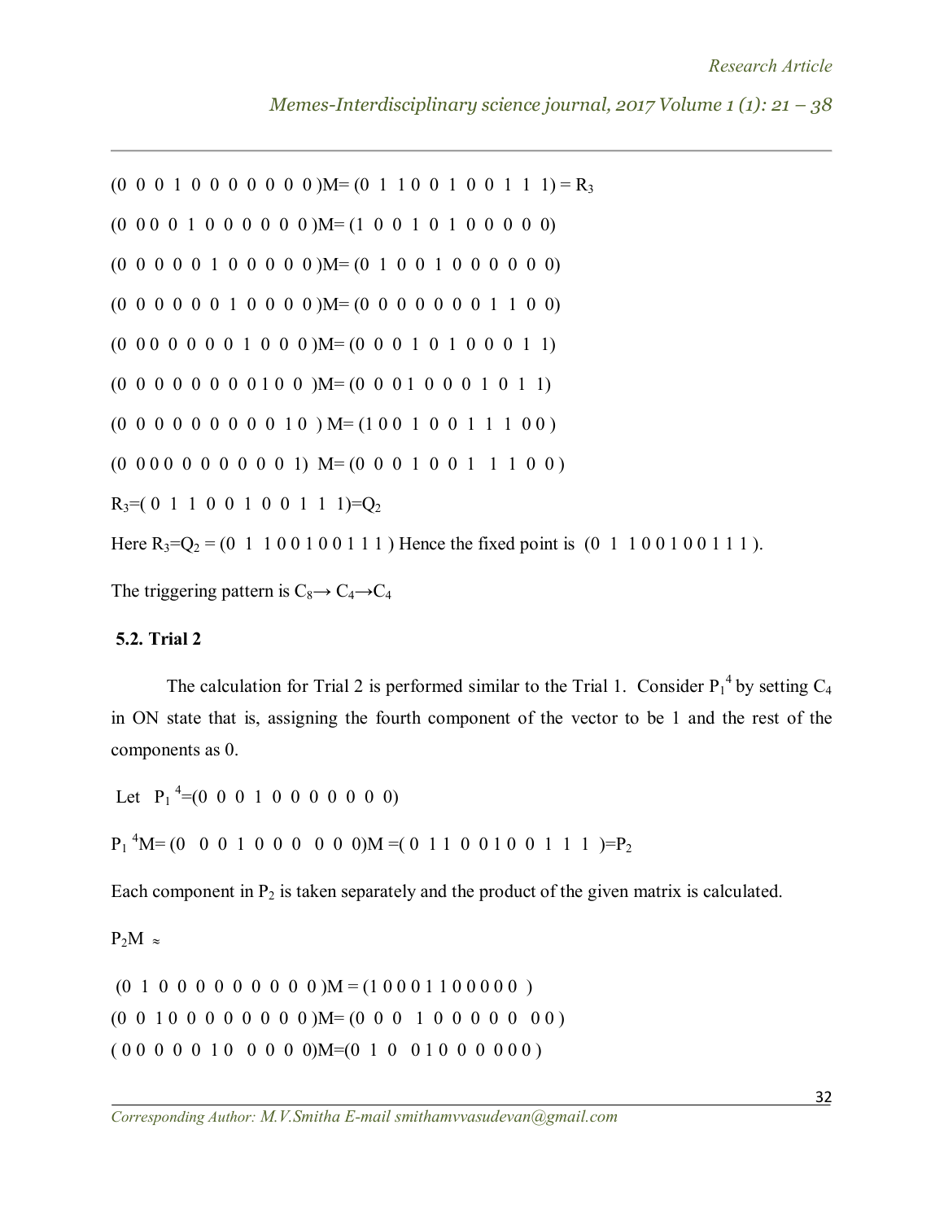$(0\ 0\ 0\ 1\ 0\ 0\ 0\ 0\ 0\ 0\ 0)M = (0\ 1\ 1\ 0\ 0\ 1\ 0\ 0\ 1\ 1\ 1) = R_3$

$(0\ 0\ 0\ 0\ 1\ 0\ 0\ 0\ 0\ 0\ 0)M = (1\ 0\ 0\ 1\ 0\ 1\ 0\ 0\ 0\ 0\ 0)$

$(0\ 0\ 0\ 0\ 0\ 1\ 0\ 0\ 0\ 0\ 0)M = (0\ 1\ 0\ 0\ 1\ 0\ 0\ 0\ 0\ 0\ 0)$

$(0\ 0\ 0\ 0\ 0\ 0\ 1\ 0\ 0\ 0\ 0)M = (0\ 0\ 0\ 0\ 0\ 0\ 0\ 1\ 1\ 0\ 0)$

$(0\ 0\ 0\ 0\ 0\ 0\ 0\ 1\ 0\ 0\ 0)M = (0\ 0\ 0\ 1\ 0\ 1\ 0\ 0\ 0\ 1\ 1)$

$(0\ 0\ 0\ 0\ 0\ 0\ 0\ 0\ 1\ 0\ 0)M = (0\ 0\ 0\ 1\ 0\ 0\ 0\ 1\ 0\ 1\ 1)$

$(0\ 0\ 0\ 0\ 0\ 0\ 0\ 0\ 0\ 1\ 0)M = (1\ 0\ 0\ 1\ 0\ 0\ 1\ 1\ 1\ 0\ 0)$

$(0\ 0\ 0\ 0\ 0\ 0\ 0\ 0\ 0\ 0\ 1)M = (0\ 0\ 0\ 1\ 0\ 0\ 1\ 1\ 1\ 0\ 0)$

$R_3 = (0\ 1\ 1\ 0\ 0\ 1\ 0\ 0\ 1\ 1\ 1) = Q_2$

Here $R_3 = Q_2 = (0\ 1\ 1\ 0\ 0\ 1\ 0\ 0\ 1\ 1\ 1)$ Hence the fixed point is $(0\ 1\ 1\ 0\ 0\ 1\ 0\ 0\ 1\ 1\ 1)$.

The triggering pattern is $C_8 \rightarrow C_4 \rightarrow C_4$

### 5.2. Trial 2

The calculation for Trial 2 is performed similar to the Trial 1. Consider $P_1^4$ by setting $C_4$ in ON state that is, assigning the fourth component of the vector to be 1 and the rest of the components as 0.

Let $P_1^4 = (0\ 0\ 0\ 1\ 0\ 0\ 0\ 0\ 0\ 0\ 0)$

$P_1^4 M = (0\ 0\ 0\ 1\ 0\ 0\ 0\ 0\ 0\ 0\ 0)M = (0\ 1\ 1\ 0\ 0\ 1\ 0\ 0\ 1\ 1\ 1) = P_2$

Each component in $P_2$ is taken separately and the product of the given matrix is calculated.

$P_2 M \approx$

$(0\ 1\ 0\ 0\ 0\ 0\ 0\ 0\ 0\ 0\ 0)M = (1\ 0\ 0\ 0\ 1\ 1\ 0\ 0\ 0\ 0\ 0)$

$(0\ 0\ 1\ 0\ 0\ 0\ 0\ 0\ 0\ 0\ 0)M = (0\ 0\ 0\ 1\ 0\ 0\ 0\ 0\ 0\ 0\ 0)$

$(0\ 0\ 0\ 0\ 0\ 1\ 0\ 0\ 0\ 0\ 0)M = (0\ 1\ 0\ 0\ 1\ 0\ 0\ 0\ 0\ 0\ 0)$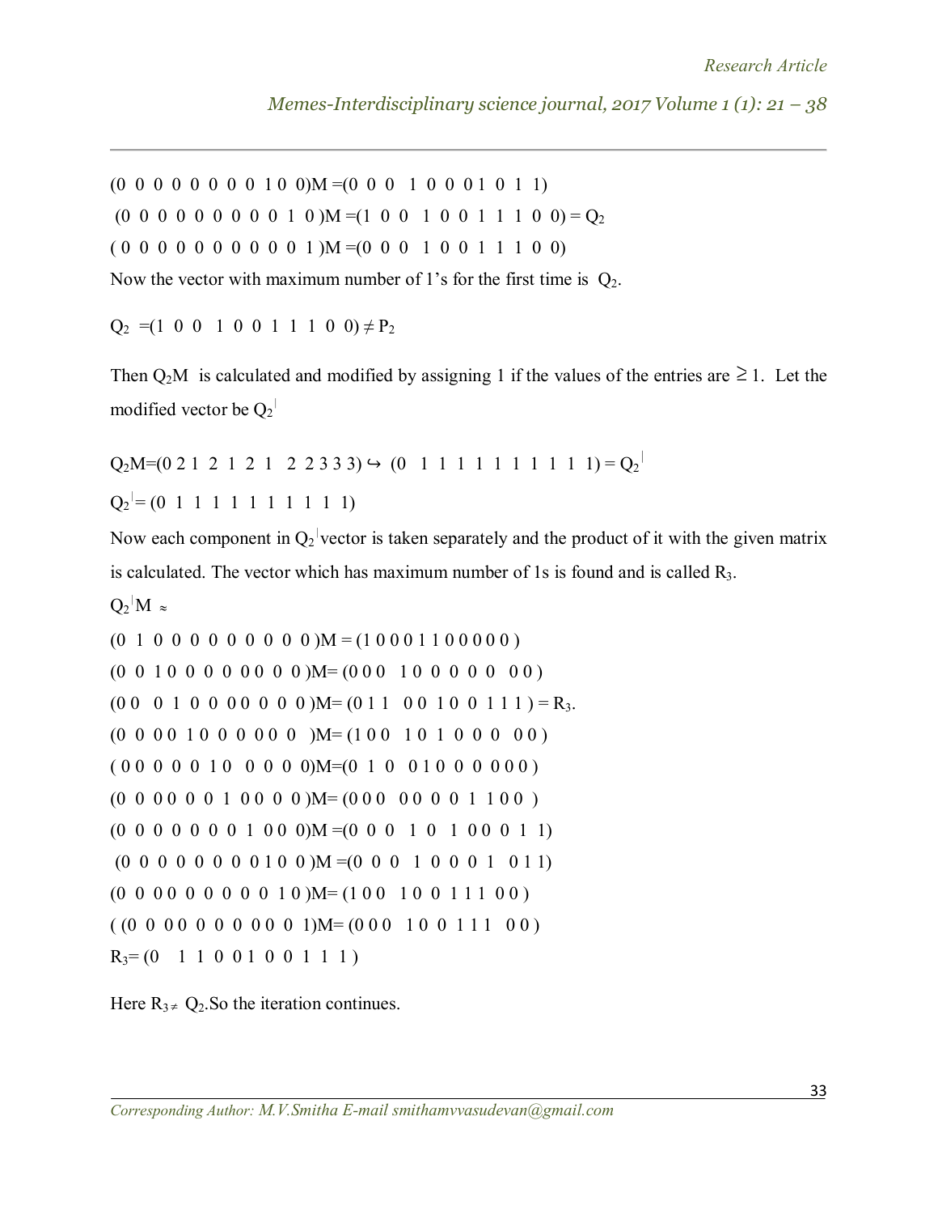$(0\ 0\ 0\ 0\ 0\ 0\ 0\ 0\ 0\ 1\ 0\ 0)M = (0\ 0\ 0\ \ 1\ 0\ 0\ 0\ 1\ 0\ 1\ 1)$

$(0\ 0\ 0\ 0\ 0\ 0\ 0\ 0\ 0\ 0\ 1\ 0)M = (1\ 0\ 0\ \ 1\ 0\ 0\ 1\ 1\ 1\ 0\ 0) = Q_2$

$(0\ 0\ 0\ 0\ 0\ 0\ 0\ 0\ 0\ 0\ 0\ 1)M = (0\ 0\ 0\ \ 1\ 0\ 0\ 1\ 1\ 1\ 0\ 0)$

Now the vector with maximum number of 1's for the first time is $Q_2$.

$Q_2 = (1\ 0\ 0\ \ 1\ 0\ 0\ 1\ 1\ 1\ 0\ 0) \neq P_2$

Then $Q_2M$ is calculated and modified by assigning 1 if the values of the entries are $\geq 1$. Let the modified vector be $Q_2^{|}$

$Q_2M = (0\ 2\ 1\ \ 2\ 1\ 2\ 1\ \ 2\ 2\ 3\ 3\ 3) \hookrightarrow (0\ \ 1\ 1\ 1\ 1\ 1\ 1\ 1\ 1\ 1\ 1\ 1) = Q_2^{|}$

$Q_2^{|} = (0\ 1\ 1\ 1\ 1\ 1\ 1\ 1\ 1\ 1\ 1\ 1)$

Now each component in $Q_2^{|}$ vector is taken separately and the product of it with the given matrix is calculated. The vector which has maximum number of 1s is found and is called $R_3$.

$Q_2^{|}M \approx$

$(0\ 1\ 0\ 0\ 0\ 0\ 0\ 0\ 0\ 0\ 0\ 0)M = (1\ 0\ 0\ 0\ 1\ 1\ 0\ 0\ 0\ 0\ 0\ 0)$

$(0\ 0\ 1\ 0\ 0\ 0\ 0\ 0\ 0\ 0\ 0\ 0)M = (0\ 0\ 0\ \ 1\ 0\ 0\ 0\ 0\ 0\ \ 0\ 0)$

$(0\ 0\ \ 0\ 1\ 0\ 0\ 0\ 0\ 0\ 0\ 0\ 0)M = (0\ 1\ 1\ \ 0\ 0\ 1\ 0\ 0\ 1\ 1\ 1) = R_3.$

$(0\ 0\ 0\ 0\ 1\ 0\ 0\ 0\ 0\ 0\ 0)M = (1\ 0\ 0\ \ 1\ 0\ 1\ 0\ 0\ 0\ \ 0\ 0)$

$(0\ 0\ 0\ 0\ 0\ 1\ 0\ \ 0\ 0\ 0\ 0)M = (0\ 1\ 0\ \ 0\ 1\ 0\ 0\ 0\ 0\ 0\ 0)$

$(0\ 0\ 0\ 0\ 0\ 0\ 1\ 0\ 0\ 0\ 0)M = (0\ 0\ 0\ \ 0\ 0\ 0\ 0\ 1\ 1\ 0\ 0)$

$(0\ 0\ 0\ 0\ 0\ 0\ 0\ 1\ 0\ 0\ 0)M = (0\ 0\ 0\ \ 1\ 0\ \ 1\ 0\ 0\ 0\ 1\ 1)$

$(0\ 0\ 0\ 0\ 0\ 0\ 0\ 0\ 1\ 0\ 0)M = (0\ 0\ 0\ \ 1\ 0\ 0\ 0\ 1\ \ 0\ 1\ 1)$

$(0\ 0\ 0\ 0\ 0\ 0\ 0\ 0\ 0\ 1\ 0)M = (1\ 0\ 0\ \ 1\ 0\ 0\ 1\ 1\ 1\ 0\ 0)$

$((0\ 0\ 0\ 0\ 0\ 0\ 0\ 0\ 0\ 0\ 1)M = (0\ 0\ 0\ \ 1\ 0\ 0\ 1\ 1\ 1\ \ 0\ 0)$

$R_3 = (0\ \ 1\ 1\ 0\ 0\ 1\ 0\ 0\ 1\ 1\ 1)$

Here $R_3 \neq Q_2$. So the iteration continues.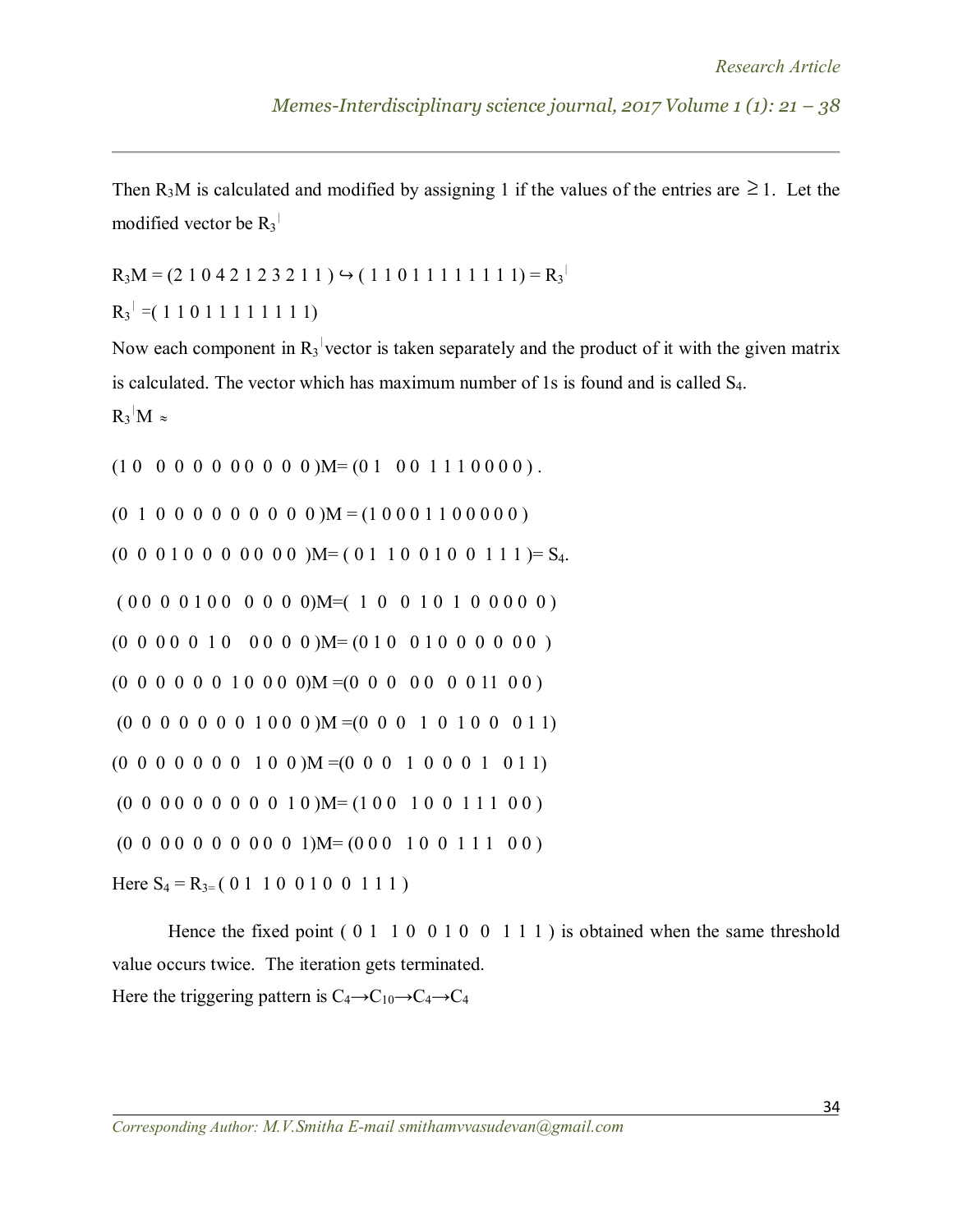Then $R_3M$ is calculated and modified by assigning 1 if the values of the entries are $\geq 1$. Let the modified vector be $R_3^{|}$

$R_3M$ = (2 1 0 4 2 1 2 3 2 1 1 ) $\hookrightarrow$ ( 1 1 0 1 1 1 1 1 1 1 1) = $R_3^{|}$

$R_3^{|}$ =( 1 1 0 1 1 1 1 1 1 1 1)

Now each component in $R_3^{|}$ vector is taken separately and the product of it with the given matrix is calculated. The vector which has maximum number of 1s is found and is called $S_4$.

$R_3^{|}M \approx$

(1 0 0 0 0 0 0 0 0 0 0 )M= (0 1 0 0 1 1 1 0 0 0 0 ) .

(0 1 0 0 0 0 0 0 0 0 0 )M = (1 0 0 0 1 1 0 0 0 0 0 )

(0 0 0 1 0 0 0 0 0 0 0 )M= ( 0 1 1 0 0 1 0 0 1 1 1 )= $S_4$.

( 0 0 0 0 1 0 0 0 0 0 0)M=( 1 0 0 1 0 1 0 0 0 0 0 )

(0 0 0 0 0 1 0 0 0 0 0 )M= (0 1 0 0 1 0 0 0 0 0 0 )

(0 0 0 0 0 0 1 0 0 0 0)M =(0 0 0 0 0 0 0 1 1 0 0 )

(0 0 0 0 0 0 0 1 0 0 0 )M =(0 0 0 1 0 1 0 0 0 1 1)

(0 0 0 0 0 0 0 1 0 0 )M =(0 0 0 1 0 0 0 1 0 1 1)

(0 0 0 0 0 0 0 0 0 1 0 )M= (1 0 0 1 0 0 1 1 1 0 0 )

(0 0 0 0 0 0 0 0 0 0 1)M= (0 0 0 1 0 0 1 1 1 0 0 )

Here $S_4 = R_3$= ( 0 1 1 0 0 1 0 0 1 1 1 )

Hence the fixed point ( 0 1 1 0 0 1 0 0 1 1 1 ) is obtained when the same threshold value occurs twice. The iteration gets terminated.

Here the triggering pattern is $C_4 \rightarrow C_{10} \rightarrow C_4 \rightarrow C_4$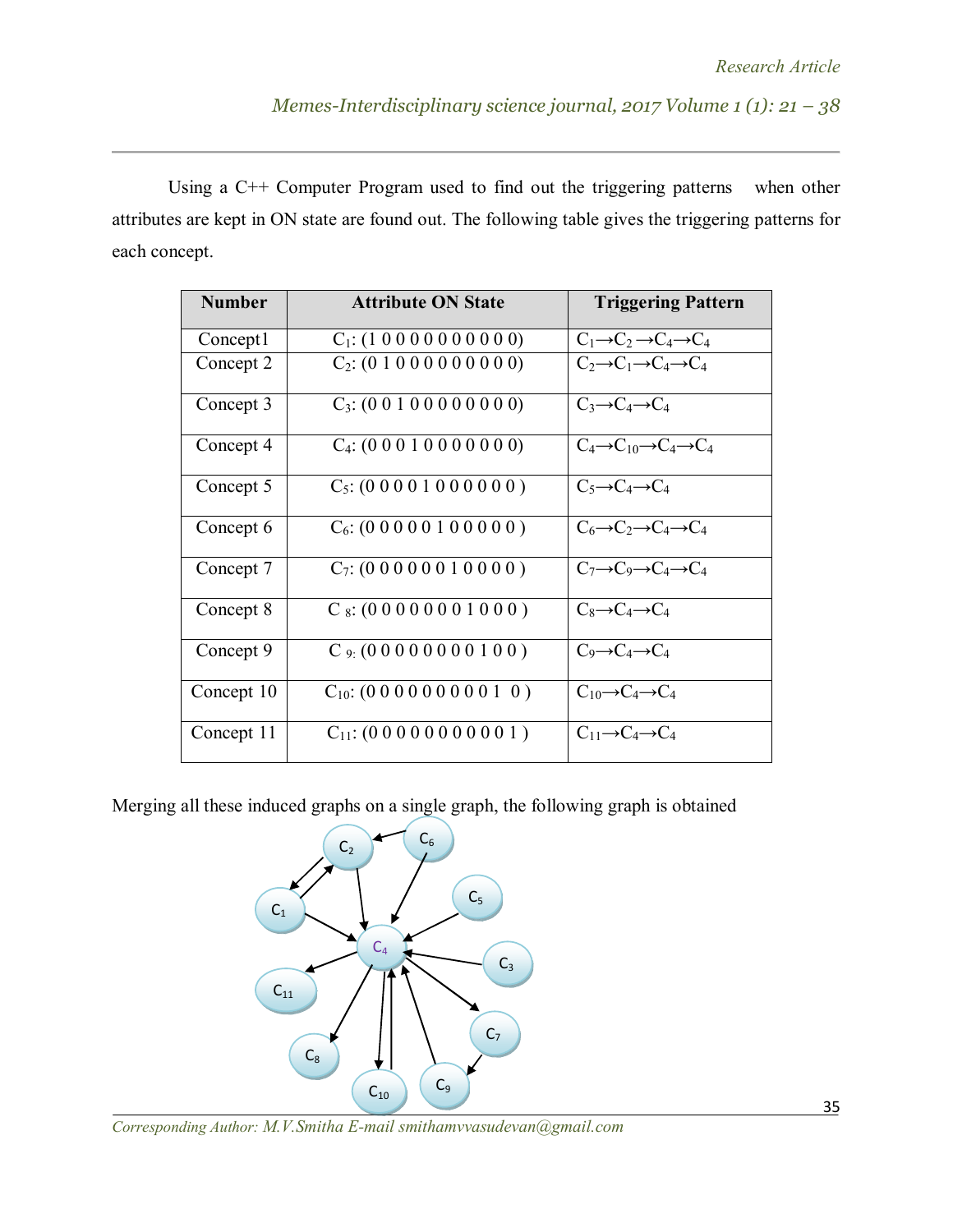Using a C++ Computer Program used to find out the triggering patterns when other attributes are kept in ON state are found out. The following table gives the triggering patterns for each concept.

| Number | Attribute ON State | Triggering Pattern |
|---|---|---|
| Concept1 | $C_1$: (1 0 0 0 0 0 0 0 0 0 0) | $C_1 \rightarrow C_2 \rightarrow C_4 \rightarrow C_4$ |
| Concept 2 | $C_2$: (0 1 0 0 0 0 0 0 0 0 0) | $C_2 \rightarrow C_1 \rightarrow C_4 \rightarrow C_4$ |
| Concept 3 | $C_3$: (0 0 1 0 0 0 0 0 0 0 0) | $C_3 \rightarrow C_4 \rightarrow C_4$ |
| Concept 4 | $C_4$: (0 0 0 1 0 0 0 0 0 0 0) | $C_4 \rightarrow C_{10} \rightarrow C_4 \rightarrow C_4$ |
| Concept 5 | $C_5$: (0 0 0 0 1 0 0 0 0 0 0 ) | $C_5 \rightarrow C_4 \rightarrow C_4$ |
| Concept 6 | $C_6$: (0 0 0 0 0 1 0 0 0 0 0 ) | $C_6 \rightarrow C_2 \rightarrow C_4 \rightarrow C_4$ |
| Concept 7 | $C_7$: (0 0 0 0 0 0 1 0 0 0 0 ) | $C_7 \rightarrow C_9 \rightarrow C_4 \rightarrow C_4$ |
| Concept 8 | $C_8$: (0 0 0 0 0 0 0 1 0 0 0 ) | $C_8 \rightarrow C_4 \rightarrow C_4$ |
| Concept 9 | $C_9$: (0 0 0 0 0 0 0 0 1 0 0 ) | $C_9 \rightarrow C_4 \rightarrow C_4$ |
| Concept 10 | $C_{10}$: (0 0 0 0 0 0 0 0 0 1 0 ) | $C_{10} \rightarrow C_4 \rightarrow C_4$ |
| Concept 11 | $C_{11}$: (0 0 0 0 0 0 0 0 0 0 1 ) | $C_{11} \rightarrow C_4 \rightarrow C_4$ |

Merging all these induced graphs on a single graph, the following graph is obtained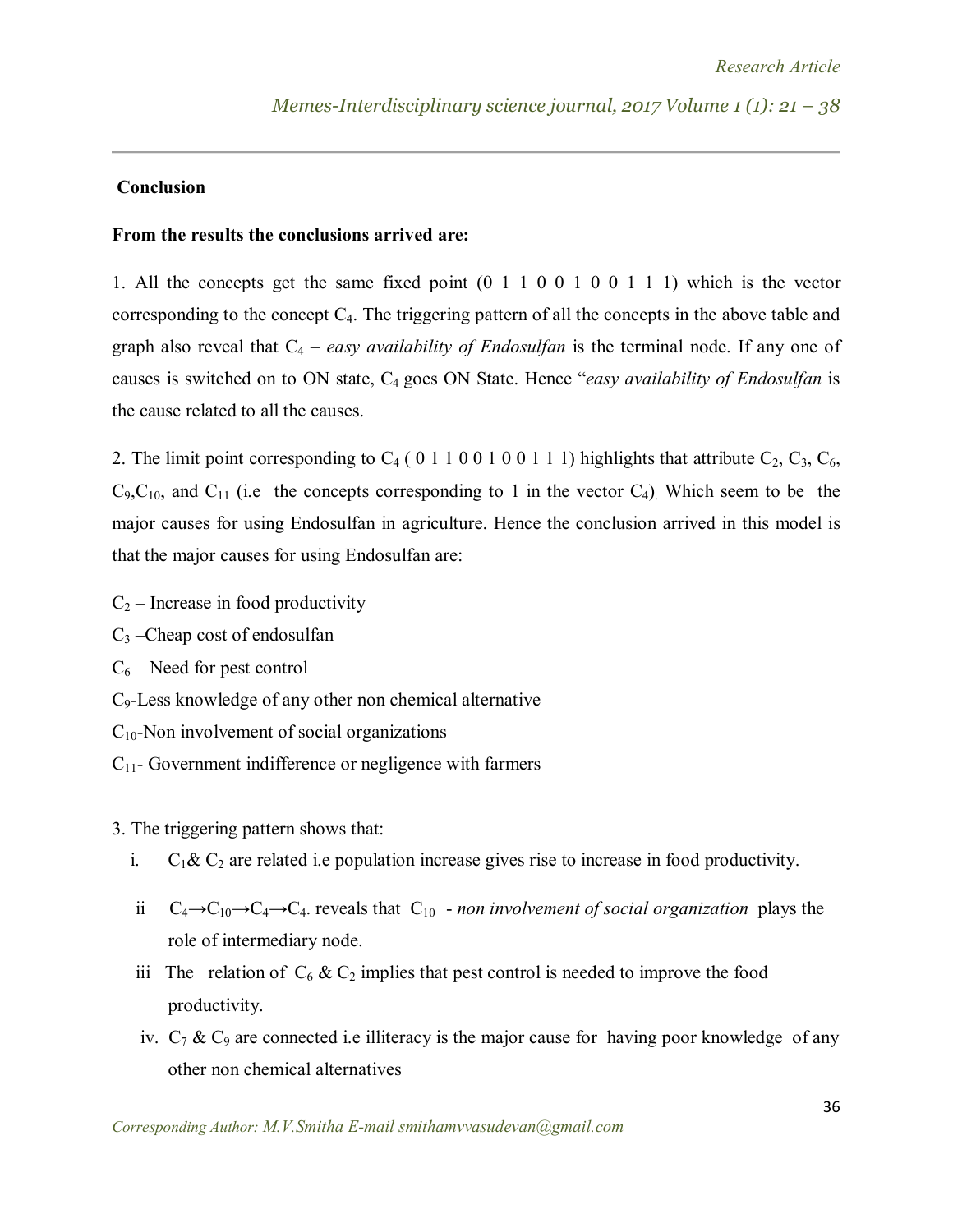## Conclusion

**From the results the conclusions arrived are:**

1. All the concepts get the same fixed point (0 1 1 0 0 1 0 0 1 1 1) which is the vector corresponding to the concept $C_4$. The triggering pattern of all the concepts in the above table and graph also reveal that $C_4$ – *easy availability of Endosulfan* is the terminal node. If any one of causes is switched on to ON state, $C_4$ goes ON State. Hence "*easy availability of Endosulfan* is the cause related to all the causes.

2. The limit point corresponding to $C_4$ ( 0 1 1 0 0 1 0 0 1 1 1) highlights that attribute $C_2$, $C_3$, $C_6$, $C_9$,$C_{10}$, and $C_{11}$ (i.e the concepts corresponding to 1 in the vector $C_4$). Which seem to be the major causes for using Endosulfan in agriculture. Hence the conclusion arrived in this model is that the major causes for using Endosulfan are:

$C_2$ – Increase in food productivity

$C_3$ –Cheap cost of endosulfan

$C_6$ – Need for pest control

$C_9$-Less knowledge of any other non chemical alternative

$C_{10}$-Non involvement of social organizations

$C_{11}$- Government indifference or negligence with farmers

3. The triggering pattern shows that:

   i. $C_1$& $C_2$ are related i.e population increase gives rise to increase in food productivity.

   ii $C_4 \rightarrow C_{10} \rightarrow C_4 \rightarrow C_4$. reveals that $C_{10}$ - *non involvement of social organization* plays the role of intermediary node.

   iii The relation of $C_6$ & $C_2$ implies that pest control is needed to improve the food productivity.

   iv. $C_7$ & $C_9$ are connected i.e illiteracy is the major cause for having poor knowledge of any other non chemical alternatives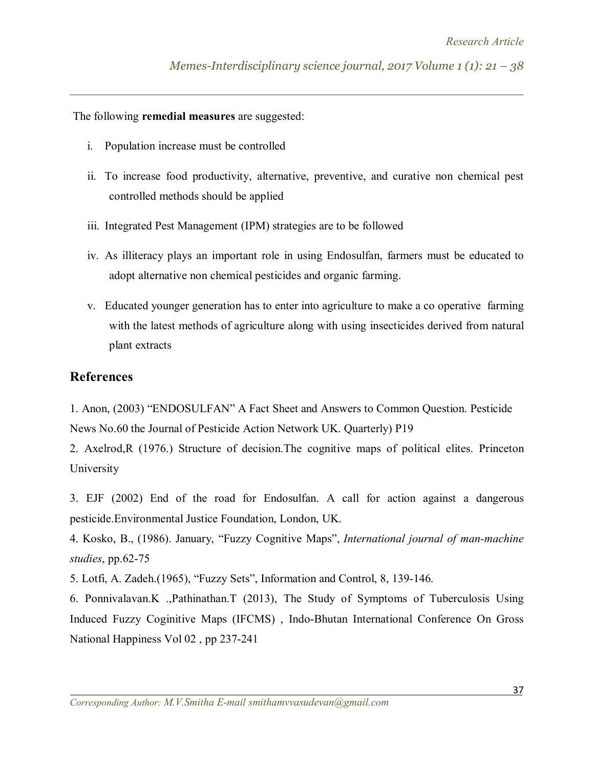The following **remedial measures** are suggested:

i. Population increase must be controlled

ii. To increase food productivity, alternative, preventive, and curative non chemical pest controlled methods should be applied

iii. Integrated Pest Management (IPM) strategies are to be followed

iv. As illiteracy plays an important role in using Endosulfan, farmers must be educated to adopt alternative non chemical pesticides and organic farming.

v. Educated younger generation has to enter into agriculture to make a co operative farming with the latest methods of agriculture along with using insecticides derived from natural plant extracts

## References

1. Anon, (2003) "ENDOSULFAN" A Fact Sheet and Answers to Common Question. Pesticide News No.60 the Journal of Pesticide Action Network UK. Quarterly) P19

2. Axelrod,R (1976.) Structure of decision.The cognitive maps of political elites. Princeton University

3. EJF (2002) End of the road for Endosulfan. A call for action against a dangerous pesticide.Environmental Justice Foundation, London, UK.

4. Kosko, B., (1986). January, "Fuzzy Cognitive Maps", *International journal of man-machine studies*, pp.62-75

5. Lotfi, A. Zadeh.(1965), "Fuzzy Sets", Information and Control, 8, 139-146.

6. Ponnivalavan.K .,Pathinathan.T (2013), The Study of Symptoms of Tuberculosis Using Induced Fuzzy Coginitive Maps (IFCMS) , Indo-Bhutan International Conference On Gross National Happiness Vol 02 , pp 237-241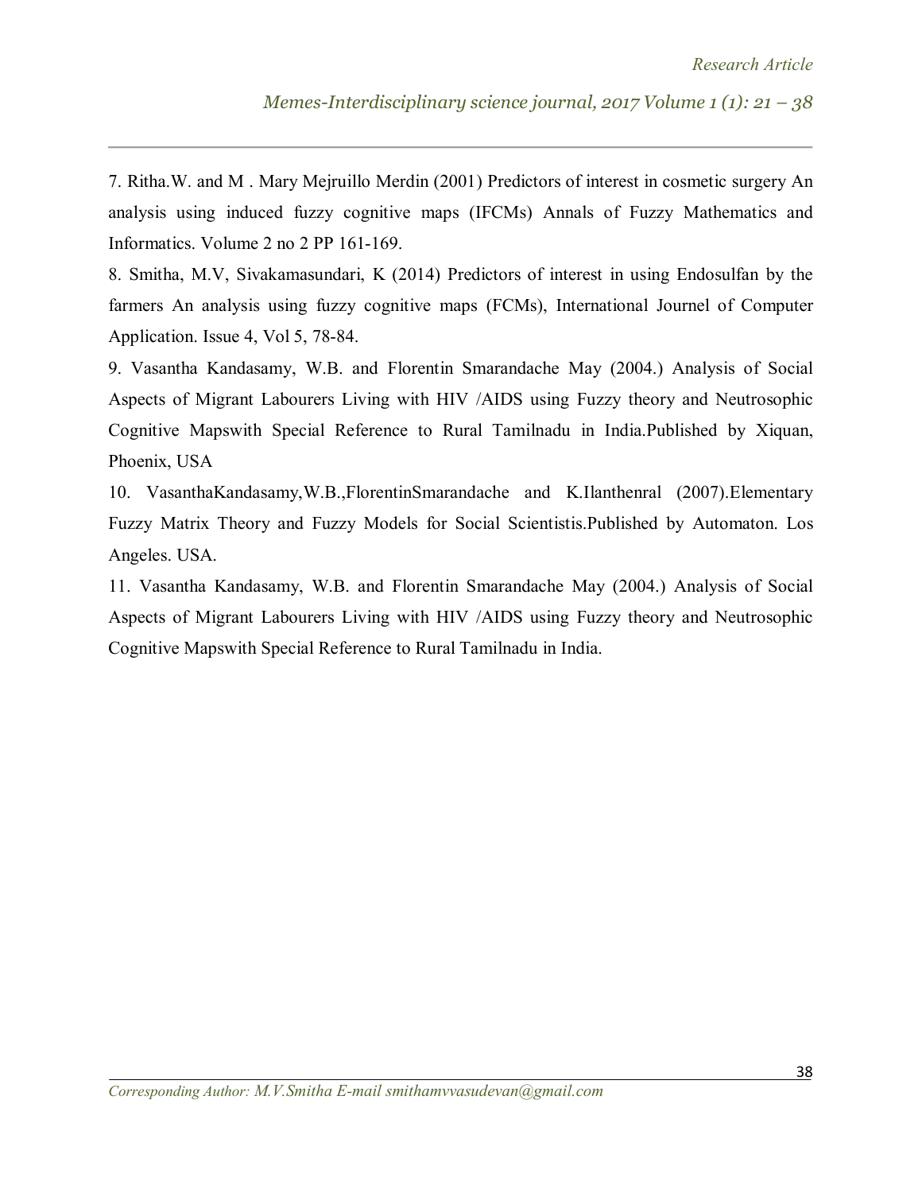7. Ritha.W. and M . Mary Mejruillo Merdin (2001) Predictors of interest in cosmetic surgery An analysis using induced fuzzy cognitive maps (IFCMs) Annals of Fuzzy Mathematics and Informatics. Volume 2 no 2 PP 161-169.

8. Smitha, M.V, Sivakamasundari, K (2014) Predictors of interest in using Endosulfan by the farmers An analysis using fuzzy cognitive maps (FCMs), International Journel of Computer Application. Issue 4, Vol 5, 78-84.

9. Vasantha Kandasamy, W.B. and Florentin Smarandache May (2004.) Analysis of Social Aspects of Migrant Labourers Living with HIV /AIDS using Fuzzy theory and Neutrosophic Cognitive Mapswith Special Reference to Rural Tamilnadu in India.Published by Xiquan, Phoenix, USA

10. VasanthaKandasamy,W.B.,FlorentinSmarandache and K.Ilanthenral (2007).Elementary Fuzzy Matrix Theory and Fuzzy Models for Social Scientistis.Published by Automaton. Los Angeles. USA.

11. Vasantha Kandasamy, W.B. and Florentin Smarandache May (2004.) Analysis of Social Aspects of Migrant Labourers Living with HIV /AIDS using Fuzzy theory and Neutrosophic Cognitive Mapswith Special Reference to Rural Tamilnadu in India.